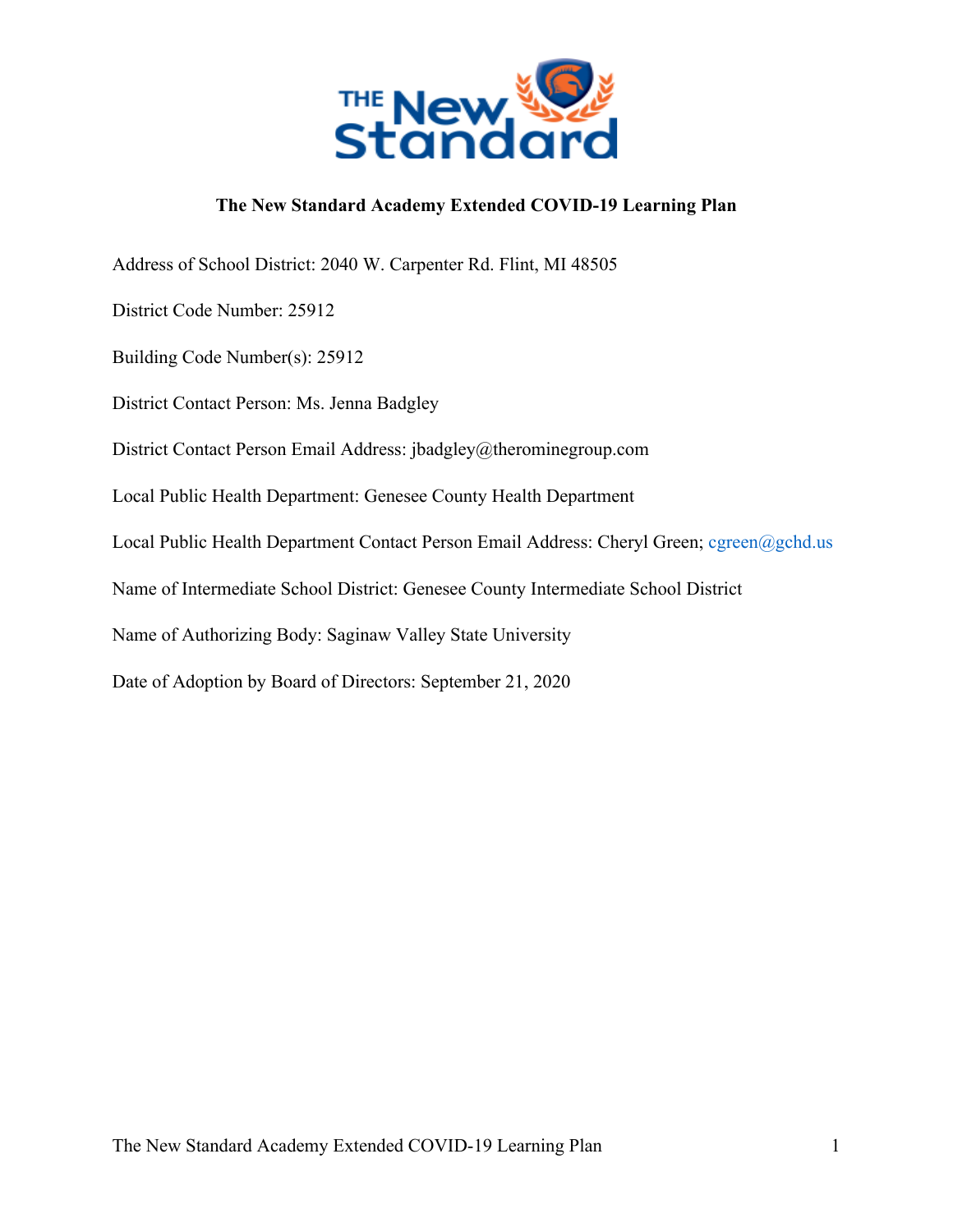# The New Standard Academy Extended COVID-19 Learning Plan

Address of School District: 2040 W. Carpenter Rd. Flint, MI 48505

District Code Number: 25912

Building Code Number(s): 25912

District Contact Person: Ms. Jenna Badgley

District Contact Person Email Address: jbadgley@therominegroup.com

Local Public Health Department: Genesee County Health Department

Local Public Health Department Contact Person Email Address: Cheryl Green; cgreen@gchd.us

Name of Intermediate School District: Genesee County Intermediate School District

Name of Authorizing Body: Saginaw Valley State University

Date of Adoption by Board of Directors: September 21, 2020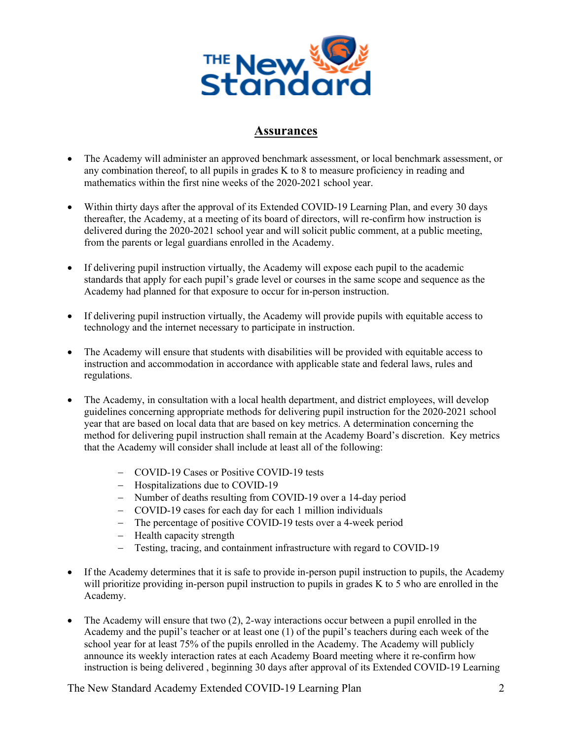## Assurances

- The Academy will administer an approved benchmark assessment, or local benchmark assessment, or any combination thereof, to all pupils in grades K to 8 to measure proficiency in reading and mathematics within the first nine weeks of the 2020-2021 school year.

- Within thirty days after the approval of its Extended COVID-19 Learning Plan, and every 30 days thereafter, the Academy, at a meeting of its board of directors, will re-confirm how instruction is delivered during the 2020-2021 school year and will solicit public comment, at a public meeting, from the parents or legal guardians enrolled in the Academy.

- If delivering pupil instruction virtually, the Academy will expose each pupil to the academic standards that apply for each pupil's grade level or courses in the same scope and sequence as the Academy had planned for that exposure to occur for in-person instruction.

- If delivering pupil instruction virtually, the Academy will provide pupils with equitable access to technology and the internet necessary to participate in instruction.

- The Academy will ensure that students with disabilities will be provided with equitable access to instruction and accommodation in accordance with applicable state and federal laws, rules and regulations.

- The Academy, in consultation with a local health department, and district employees, will develop guidelines concerning appropriate methods for delivering pupil instruction for the 2020-2021 school year that are based on local data that are based on key metrics. A determination concerning the method for delivering pupil instruction shall remain at the Academy Board's discretion. Key metrics that the Academy will consider shall include at least all of the following:

  - COVID-19 Cases or Positive COVID-19 tests
  - Hospitalizations due to COVID-19
  - Number of deaths resulting from COVID-19 over a 14-day period
  - COVID-19 cases for each day for each 1 million individuals
  - The percentage of positive COVID-19 tests over a 4-week period
  - Health capacity strength
  - Testing, tracing, and containment infrastructure with regard to COVID-19

- If the Academy determines that it is safe to provide in-person pupil instruction to pupils, the Academy will prioritize providing in-person pupil instruction to pupils in grades K to 5 who are enrolled in the Academy.

- The Academy will ensure that two (2), 2-way interactions occur between a pupil enrolled in the Academy and the pupil's teacher or at least one (1) of the pupil's teachers during each week of the school year for at least 75% of the pupils enrolled in the Academy. The Academy will publicly announce its weekly interaction rates at each Academy Board meeting where it re-confirm how instruction is being delivered , beginning 30 days after approval of its Extended COVID-19 Learning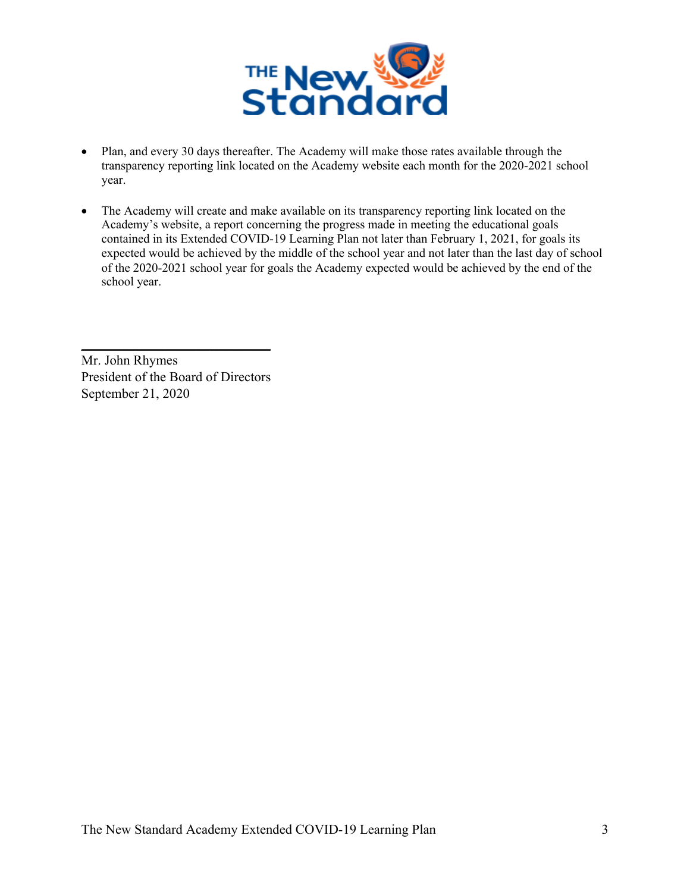- Plan, and every 30 days thereafter. The Academy will make those rates available through the transparency reporting link located on the Academy website each month for the 2020-2021 school year.

- The Academy will create and make available on its transparency reporting link located on the Academy's website, a report concerning the progress made in meeting the educational goals contained in its Extended COVID-19 Learning Plan not later than February 1, 2021, for goals its expected would be achieved by the middle of the school year and not later than the last day of school of the 2020-2021 school year for goals the Academy expected would be achieved by the end of the school year.

Mr. John Rhymes
President of the Board of Directors
September 21, 2020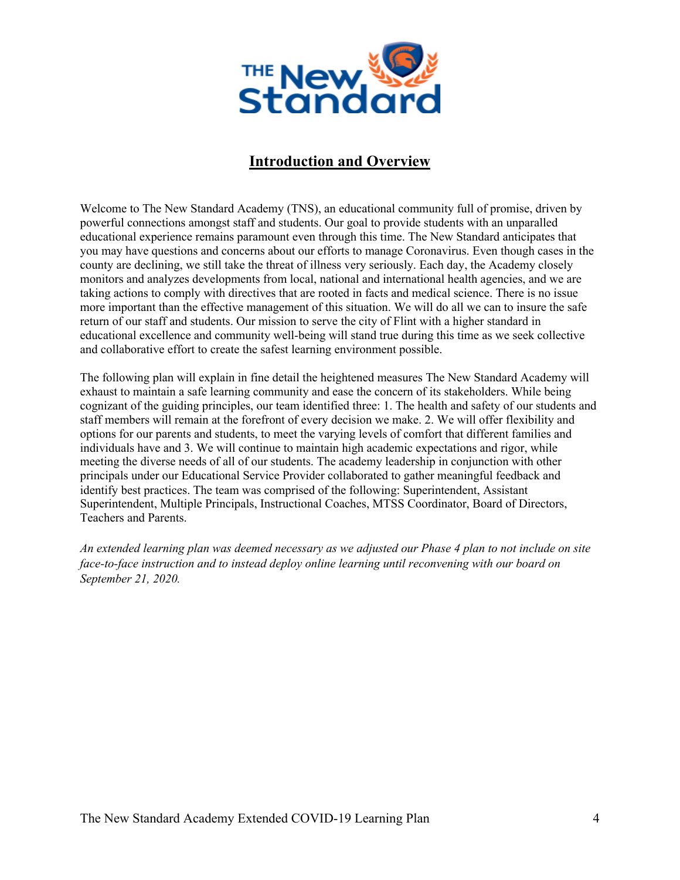## Introduction and Overview

Welcome to The New Standard Academy (TNS), an educational community full of promise, driven by powerful connections amongst staff and students. Our goal to provide students with an unparalled educational experience remains paramount even through this time. The New Standard anticipates that you may have questions and concerns about our efforts to manage Coronavirus. Even though cases in the county are declining, we still take the threat of illness very seriously. Each day, the Academy closely monitors and analyzes developments from local, national and international health agencies, and we are taking actions to comply with directives that are rooted in facts and medical science. There is no issue more important than the effective management of this situation. We will do all we can to insure the safe return of our staff and students. Our mission to serve the city of Flint with a higher standard in educational excellence and community well-being will stand true during this time as we seek collective and collaborative effort to create the safest learning environment possible.

The following plan will explain in fine detail the heightened measures The New Standard Academy will exhaust to maintain a safe learning community and ease the concern of its stakeholders. While being cognizant of the guiding principles, our team identified three: 1. The health and safety of our students and staff members will remain at the forefront of every decision we make. 2. We will offer flexibility and options for our parents and students, to meet the varying levels of comfort that different families and individuals have and 3. We will continue to maintain high academic expectations and rigor, while meeting the diverse needs of all of our students. The academy leadership in conjunction with other principals under our Educational Service Provider collaborated to gather meaningful feedback and identify best practices. The team was comprised of the following: Superintendent, Assistant Superintendent, Multiple Principals, Instructional Coaches, MTSS Coordinator, Board of Directors, Teachers and Parents.

*An extended learning plan was deemed necessary as we adjusted our Phase 4 plan to not include on site face-to-face instruction and to instead deploy online learning until reconvening with our board on September 21, 2020.*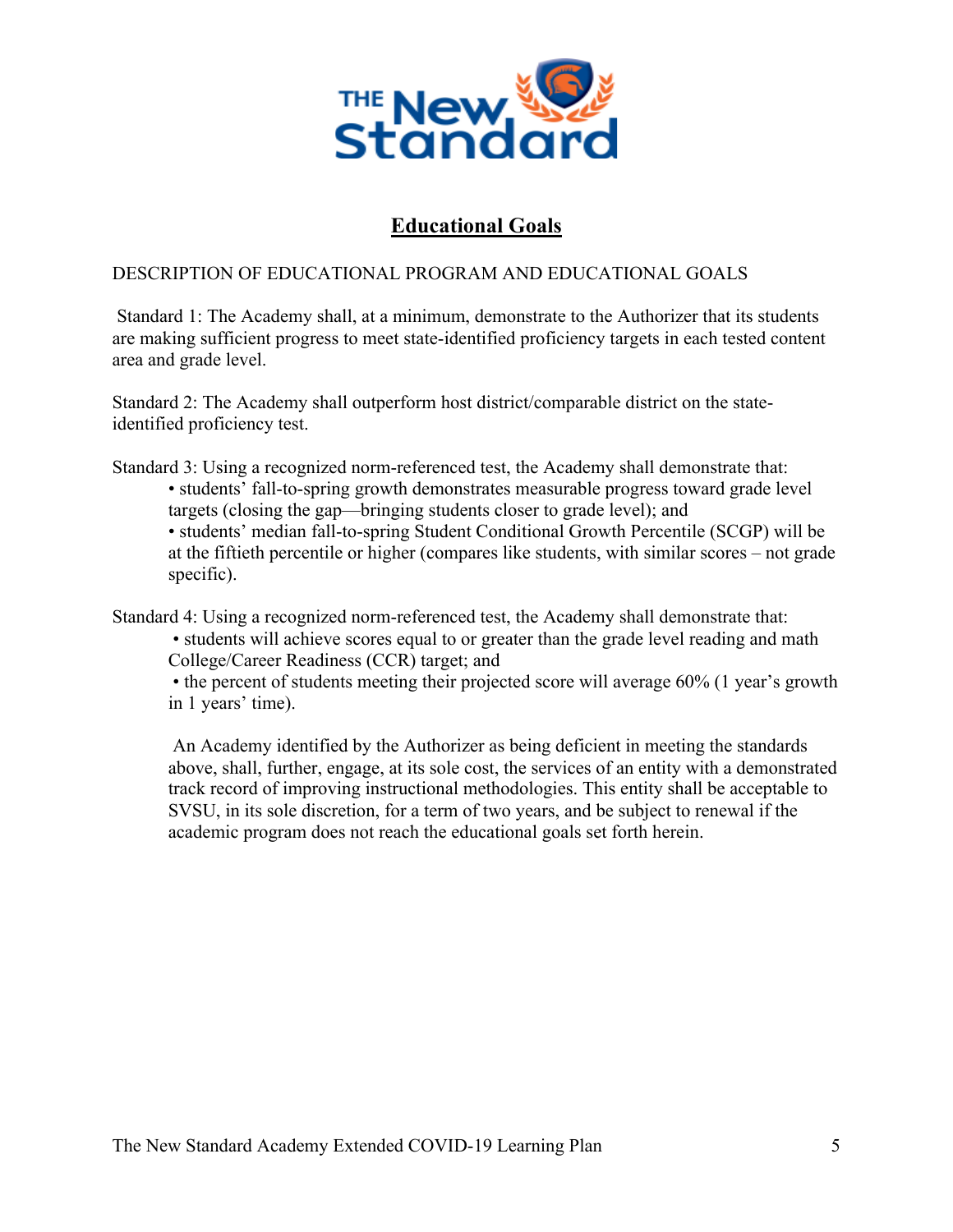# Educational Goals

DESCRIPTION OF EDUCATIONAL PROGRAM AND EDUCATIONAL GOALS

Standard 1: The Academy shall, at a minimum, demonstrate to the Authorizer that its students are making sufficient progress to meet state-identified proficiency targets in each tested content area and grade level.

Standard 2: The Academy shall outperform host district/comparable district on the state-identified proficiency test.

Standard 3: Using a recognized norm-referenced test, the Academy shall demonstrate that:

- students' fall-to-spring growth demonstrates measurable progress toward grade level targets (closing the gap—bringing students closer to grade level); and
- students' median fall-to-spring Student Conditional Growth Percentile (SCGP) will be at the fiftieth percentile or higher (compares like students, with similar scores – not grade specific).

Standard 4: Using a recognized norm-referenced test, the Academy shall demonstrate that:

- students will achieve scores equal to or greater than the grade level reading and math College/Career Readiness (CCR) target; and
- the percent of students meeting their projected score will average 60% (1 year's growth in 1 years' time).

An Academy identified by the Authorizer as being deficient in meeting the standards above, shall, further, engage, at its sole cost, the services of an entity with a demonstrated track record of improving instructional methodologies. This entity shall be acceptable to SVSU, in its sole discretion, for a term of two years, and be subject to renewal if the academic program does not reach the educational goals set forth herein.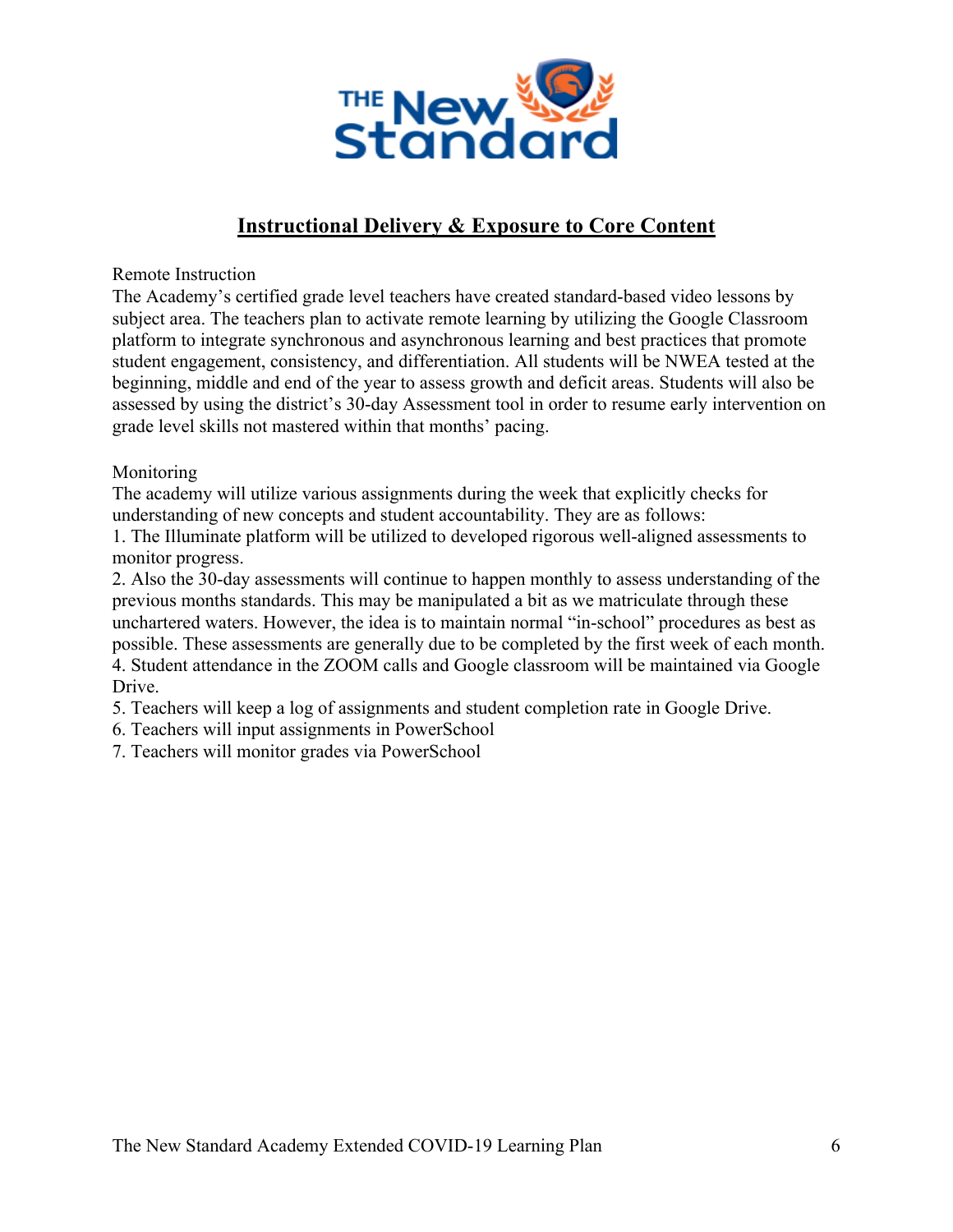## Instructional Delivery & Exposure to Core Content

Remote Instruction

The Academy's certified grade level teachers have created standard-based video lessons by subject area. The teachers plan to activate remote learning by utilizing the Google Classroom platform to integrate synchronous and asynchronous learning and best practices that promote student engagement, consistency, and differentiation. All students will be NWEA tested at the beginning, middle and end of the year to assess growth and deficit areas. Students will also be assessed by using the district's 30-day Assessment tool in order to resume early intervention on grade level skills not mastered within that months' pacing.

Monitoring

The academy will utilize various assignments during the week that explicitly checks for understanding of new concepts and student accountability. They are as follows:

1. The Illuminate platform will be utilized to developed rigorous well-aligned assessments to monitor progress.
2. Also the 30-day assessments will continue to happen monthly to assess understanding of the previous months standards. This may be manipulated a bit as we matriculate through these unchartered waters. However, the idea is to maintain normal "in-school" procedures as best as possible. These assessments are generally due to be completed by the first week of each month.
4. Student attendance in the ZOOM calls and Google classroom will be maintained via Google Drive.
5. Teachers will keep a log of assignments and student completion rate in Google Drive.
6. Teachers will input assignments in PowerSchool
7. Teachers will monitor grades via PowerSchool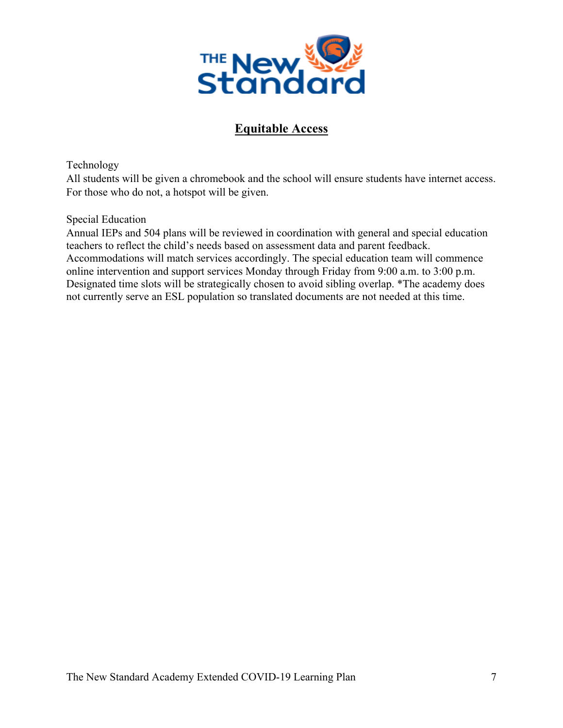## Equitable Access

Technology
All students will be given a chromebook and the school will ensure students have internet access. For those who do not, a hotspot will be given.

Special Education
Annual IEPs and 504 plans will be reviewed in coordination with general and special education teachers to reflect the child's needs based on assessment data and parent feedback. Accommodations will match services accordingly. The special education team will commence online intervention and support services Monday through Friday from 9:00 a.m. to 3:00 p.m. Designated time slots will be strategically chosen to avoid sibling overlap. *The academy does not currently serve an ESL population so translated documents are not needed at this time.